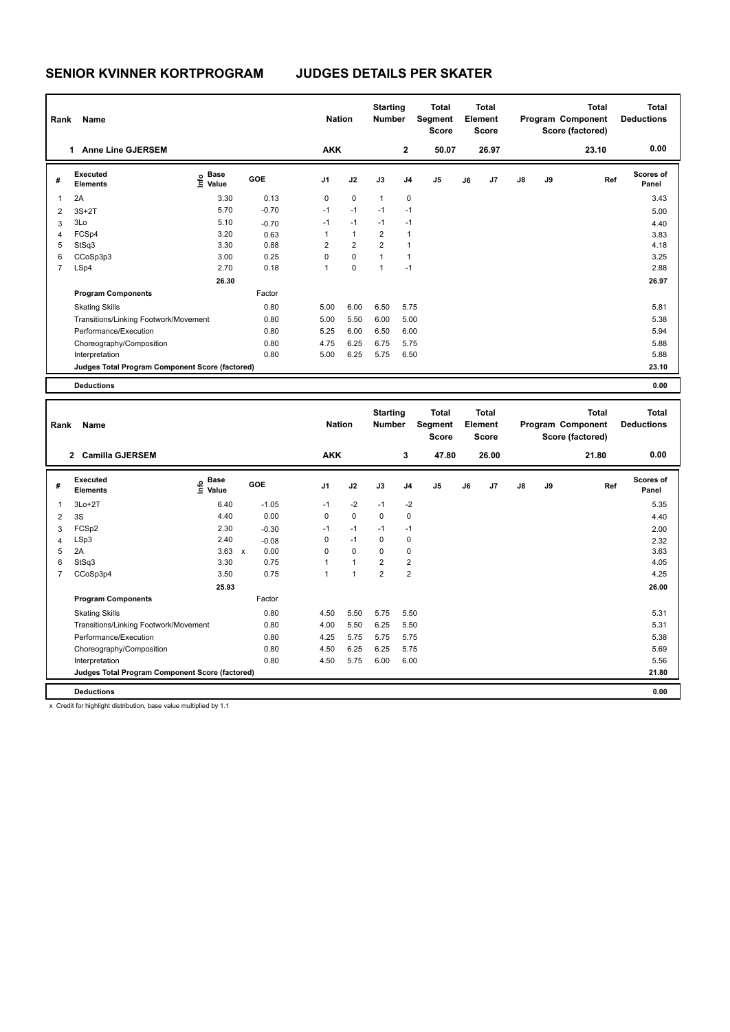# SENIOR KVINNER KORTPROGRAM JUDGES DETAILS PER SKATER

| Rank | Name | Nation | Starting Number | Total Segment Score | Total Element Score | Total Program Component Score (factored) | Total Deductions |
|---|---|---|---|---|---|---|---|
| 1 | Anne Line GJERSEM | AKK | 2 | 50.07 | 26.97 | 23.10 | 0.00 |

| # | Executed Elements | Info | Base Value | GOE | J1 | J2 | J3 | J4 | J5 | J6 | J7 | J8 | J9 | Ref | Scores of Panel |
|---|---|---|---|---|---|---|---|---|---|---|---|---|---|---|---|
| 1 | 2A | | 3.30 | 0.13 | 0 | 0 | 1 | 0 | | | | | | | 3.43 |
| 2 | 3S+2T | | 5.70 | -0.70 | -1 | -1 | -1 | -1 | | | | | | | 5.00 |
| 3 | 3Lo | | 5.10 | -0.70 | -1 | -1 | -1 | -1 | | | | | | | 4.40 |
| 4 | FCSp4 | | 3.20 | 0.63 | 1 | 1 | 2 | 1 | | | | | | | 3.83 |
| 5 | StSq3 | | 3.30 | 0.88 | 2 | 2 | 2 | 1 | | | | | | | 4.18 |
| 6 | CCoSp3p3 | | 3.00 | 0.25 | 0 | 0 | 1 | 1 | | | | | | | 3.25 |
| 7 | LSp4 | | 2.70 | 0.18 | 1 | 0 | 1 | -1 | | | | | | | 2.88 |
| | | | 26.30 | | | | | | | | | | | | 26.97 |
| | **Program Components** | | | Factor | | | | | | | | | | | |
| | Skating Skills | | | 0.80 | 5.00 | 6.00 | 6.50 | 5.75 | | | | | | | 5.81 |
| | Transitions/Linking Footwork/Movement | | | 0.80 | 5.00 | 5.50 | 6.00 | 5.00 | | | | | | | 5.38 |
| | Performance/Execution | | | 0.80 | 5.25 | 6.00 | 6.50 | 6.00 | | | | | | | 5.94 |
| | Choreography/Composition | | | 0.80 | 4.75 | 6.25 | 6.75 | 5.75 | | | | | | | 5.88 |
| | Interpretation | | | 0.80 | 5.00 | 6.25 | 5.75 | 6.50 | | | | | | | 5.88 |
| | **Judges Total Program Component Score (factored)** | | | | | | | | | | | | | | 23.10 |
| | **Deductions** | | | | | | | | | | | | | | 0.00 |

| Rank | Name | Nation | Starting Number | Total Segment Score | Total Element Score | Total Program Component Score (factored) | Total Deductions |
|---|---|---|---|---|---|---|---|
| 2 | Camilla GJERSEM | AKK | 3 | 47.80 | 26.00 | 21.80 | 0.00 |

| # | Executed Elements | Info | Base Value | GOE | J1 | J2 | J3 | J4 | J5 | J6 | J7 | J8 | J9 | Ref | Scores of Panel |
|---|---|---|---|---|---|---|---|---|---|---|---|---|---|---|---|
| 1 | 3Lo+2T | | 6.40 | -1.05 | -1 | -2 | -1 | -2 | | | | | | | 5.35 |
| 2 | 3S | | 4.40 | 0.00 | 0 | 0 | 0 | 0 | | | | | | | 4.40 |
| 3 | FCSp2 | | 2.30 | -0.30 | -1 | -1 | -1 | -1 | | | | | | | 2.00 |
| 4 | LSp3 | | 2.40 | -0.08 | 0 | -1 | 0 | 0 | | | | | | | 2.32 |
| 5 | 2A | | 3.63 x | 0.00 | 0 | 0 | 0 | 0 | | | | | | | 3.63 |
| 6 | StSq3 | | 3.30 | 0.75 | 1 | 1 | 2 | 2 | | | | | | | 4.05 |
| 7 | CCoSp3p4 | | 3.50 | 0.75 | 1 | 1 | 2 | 2 | | | | | | | 4.25 |
| | | | 25.93 | | | | | | | | | | | | 26.00 |
| | **Program Components** | | | Factor | | | | | | | | | | | |
| | Skating Skills | | | 0.80 | 4.50 | 5.50 | 5.75 | 5.50 | | | | | | | 5.31 |
| | Transitions/Linking Footwork/Movement | | | 0.80 | 4.00 | 5.50 | 6.25 | 5.50 | | | | | | | 5.31 |
| | Performance/Execution | | | 0.80 | 4.25 | 5.75 | 5.75 | 5.75 | | | | | | | 5.38 |
| | Choreography/Composition | | | 0.80 | 4.50 | 6.25 | 6.25 | 5.75 | | | | | | | 5.69 |
| | Interpretation | | | 0.80 | 4.50 | 5.75 | 6.00 | 6.00 | | | | | | | 5.56 |
| | **Judges Total Program Component Score (factored)** | | | | | | | | | | | | | | 21.80 |
| | **Deductions** | | | | | | | | | | | | | | 0.00 |

x Credit for highlight distribution, base value multiplied by 1.1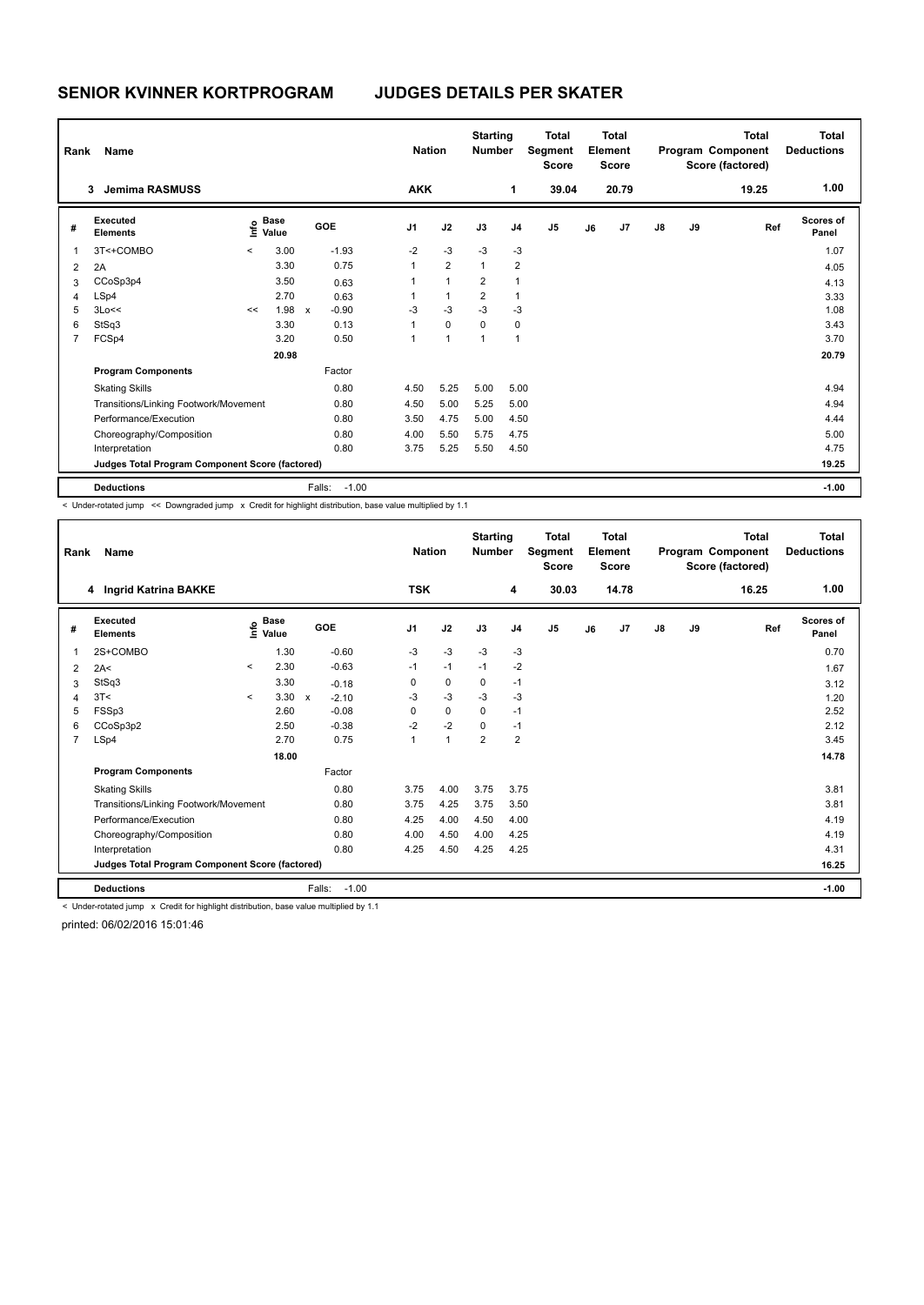# SENIOR KVINNER KORTPROGRAM JUDGES DETAILS PER SKATER

| Rank | Name | Nation | Starting Number | Total Segment Score | Total Element Score | Total Program Component Score (factored) | Total Deductions |
|---|---|---|---|---|---|---|---|
| 3 | Jemima RASMUSS | AKK | 1 | 39.04 | 20.79 | 19.25 | 1.00 |

| # | Executed Elements | Info | Base Value | | GOE | J1 | J2 | J3 | J4 | J5 | J6 | J7 | J8 | J9 | Ref | Scores of Panel |
|---|---|---|---|---|---|---|---|---|---|---|---|---|---|---|---|---|
| 1 | 3T<+COMBO | < | 3.00 | | -1.93 | -2 | -3 | -3 | -3 | | | | | | | 1.07 |
| 2 | 2A | | 3.30 | | 0.75 | 1 | 2 | 1 | 2 | | | | | | | 4.05 |
| 3 | CCoSp3p4 | | 3.50 | | 0.63 | 1 | 1 | 2 | 1 | | | | | | | 4.13 |
| 4 | LSp4 | | 2.70 | | 0.63 | 1 | 1 | 2 | 1 | | | | | | | 3.33 |
| 5 | 3Lo<< | << | 1.98 | x | -0.90 | -3 | -3 | -3 | -3 | | | | | | | 1.08 |
| 6 | StSq3 | | 3.30 | | 0.13 | 1 | 0 | 0 | 0 | | | | | | | 3.43 |
| 7 | FCSp4 | | 3.20 | | 0.50 | 1 | 1 | 1 | 1 | | | | | | | 3.70 |
| | | | 20.98 | | | | | | | | | | | | | 20.79 |
| | **Program Components** | | | | Factor | | | | | | | | | | | |
| | Skating Skills | | | | 0.80 | 4.50 | 5.25 | 5.00 | 5.00 | | | | | | | 4.94 |
| | Transitions/Linking Footwork/Movement | | | | 0.80 | 4.50 | 5.00 | 5.25 | 5.00 | | | | | | | 4.94 |
| | Performance/Execution | | | | 0.80 | 3.50 | 4.75 | 5.00 | 4.50 | | | | | | | 4.44 |
| | Choreography/Composition | | | | 0.80 | 4.00 | 5.50 | 5.75 | 4.75 | | | | | | | 5.00 |
| | Interpretation | | | | 0.80 | 3.75 | 5.25 | 5.50 | 4.50 | | | | | | | 4.75 |
| | **Judges Total Program Component Score (factored)** | | | | | | | | | | | | | | | 19.25 |
| | **Deductions** | | | | Falls: -1.00 | | | | | | | | | | | -1.00 |

< Under-rotated jump << Downgraded jump x Credit for highlight distribution, base value multiplied by 1.1

| Rank | Name | Nation | Starting Number | Total Segment Score | Total Element Score | Total Program Component Score (factored) | Total Deductions |
|---|---|---|---|---|---|---|---|
| 4 | Ingrid Katrina BAKKE | TSK | 4 | 30.03 | 14.78 | 16.25 | 1.00 |

| # | Executed Elements | Info | Base Value | | GOE | J1 | J2 | J3 | J4 | J5 | J6 | J7 | J8 | J9 | Ref | Scores of Panel |
|---|---|---|---|---|---|---|---|---|---|---|---|---|---|---|---|---|
| 1 | 2S+COMBO | | 1.30 | | -0.60 | -3 | -3 | -3 | -3 | | | | | | | 0.70 |
| 2 | 2A< | < | 2.30 | | -0.63 | -1 | -1 | -1 | -2 | | | | | | | 1.67 |
| 3 | StSq3 | | 3.30 | | -0.18 | 0 | 0 | 0 | -1 | | | | | | | 3.12 |
| 4 | 3T< | < | 3.30 | x | -2.10 | -3 | -3 | -3 | -3 | | | | | | | 1.20 |
| 5 | FSSp3 | | 2.60 | | -0.08 | 0 | 0 | 0 | -1 | | | | | | | 2.52 |
| 6 | CCoSp3p2 | | 2.50 | | -0.38 | -2 | -2 | 0 | -1 | | | | | | | 2.12 |
| 7 | LSp4 | | 2.70 | | 0.75 | 1 | 1 | 2 | 2 | | | | | | | 3.45 |
| | | | 18.00 | | | | | | | | | | | | | 14.78 |
| | **Program Components** | | | | Factor | | | | | | | | | | | |
| | Skating Skills | | | | 0.80 | 3.75 | 4.00 | 3.75 | 3.75 | | | | | | | 3.81 |
| | Transitions/Linking Footwork/Movement | | | | 0.80 | 3.75 | 4.25 | 3.75 | 3.50 | | | | | | | 3.81 |
| | Performance/Execution | | | | 0.80 | 4.25 | 4.00 | 4.50 | 4.00 | | | | | | | 4.19 |
| | Choreography/Composition | | | | 0.80 | 4.00 | 4.50 | 4.00 | 4.25 | | | | | | | 4.19 |
| | Interpretation | | | | 0.80 | 4.25 | 4.50 | 4.25 | 4.25 | | | | | | | 4.31 |
| | **Judges Total Program Component Score (factored)** | | | | | | | | | | | | | | | 16.25 |
| | **Deductions** | | | | Falls: -1.00 | | | | | | | | | | | -1.00 |

< Under-rotated jump x Credit for highlight distribution, base value multiplied by 1.1

printed: 06/02/2016 15:01:46